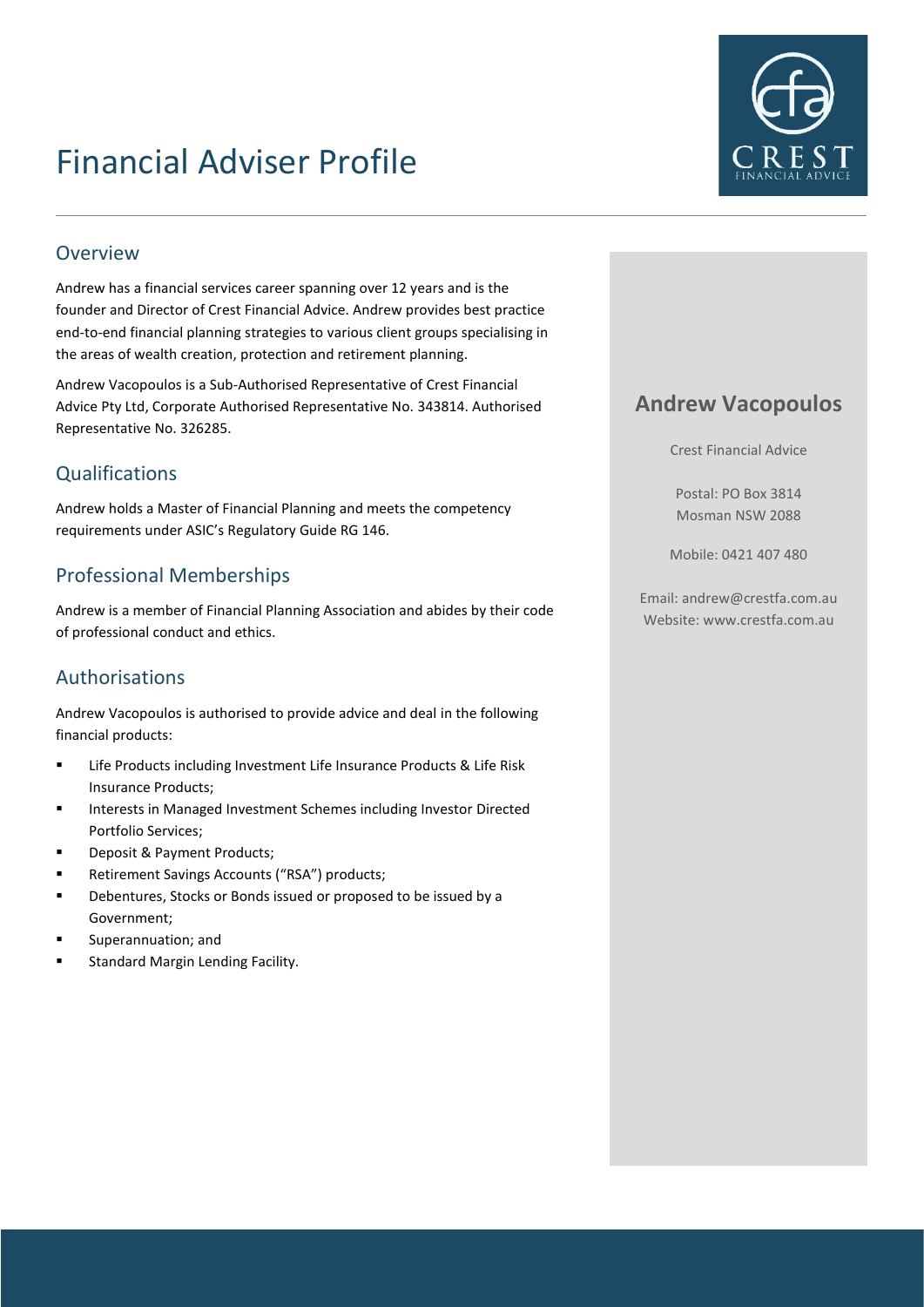# Financial Adviser Profile

## Overview

Andrew has a financial services career spanning over 12 years and is the founder and Director of Crest Financial Advice. Andrew provides best practice end-to-end financial planning strategies to various client groups specialising in the areas of wealth creation, protection and retirement planning.

Andrew Vacopoulos is a Sub-Authorised Representative of Crest Financial Advice Pty Ltd, Corporate Authorised Representative No. 343814. Authorised Representative No. 326285.

## Qualifications

Andrew holds a Master of Financial Planning and meets the competency requirements under ASIC's Regulatory Guide RG 146.

## Professional Memberships

Andrew is a member of Financial Planning Association and abides by their code of professional conduct and ethics.

## Authorisations

Andrew Vacopoulos is authorised to provide advice and deal in the following financial products:

- Life Products including Investment Life Insurance Products & Life Risk Insurance Products;
- Interests in Managed Investment Schemes including Investor Directed Portfolio Services;
- Deposit & Payment Products;
- Retirement Savings Accounts ("RSA") products;
- Debentures, Stocks or Bonds issued or proposed to be issued by a Government;
- Superannuation; and
- Standard Margin Lending Facility.

**Andrew Vacopoulos**

Crest Financial Advice

Postal: PO Box 3814
Mosman NSW 2088

Mobile: 0421 407 480

Email: andrew@crestfa.com.au
Website: www.crestfa.com.au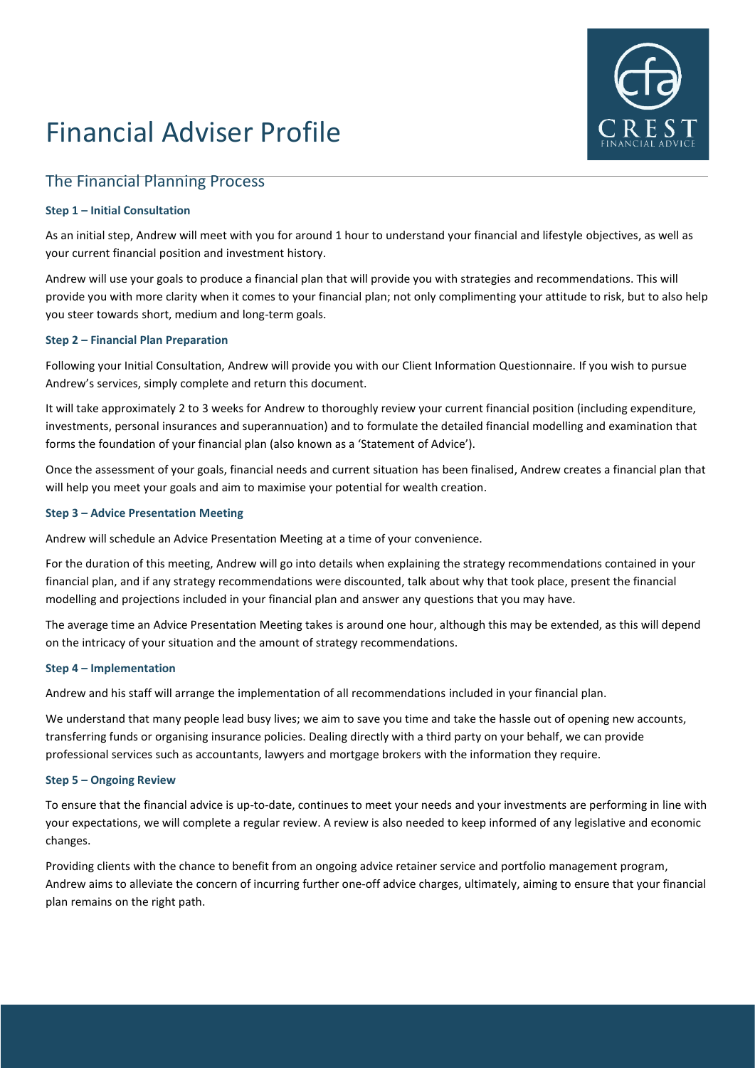# Financial Adviser Profile

## The Financial Planning Process

**Step 1 – Initial Consultation**

As an initial step, Andrew will meet with you for around 1 hour to understand your financial and lifestyle objectives, as well as your current financial position and investment history.

Andrew will use your goals to produce a financial plan that will provide you with strategies and recommendations. This will provide you with more clarity when it comes to your financial plan; not only complimenting your attitude to risk, but to also help you steer towards short, medium and long-term goals.

**Step 2 – Financial Plan Preparation**

Following your Initial Consultation, Andrew will provide you with our Client Information Questionnaire. If you wish to pursue Andrew's services, simply complete and return this document.

It will take approximately 2 to 3 weeks for Andrew to thoroughly review your current financial position (including expenditure, investments, personal insurances and superannuation) and to formulate the detailed financial modelling and examination that forms the foundation of your financial plan (also known as a 'Statement of Advice').

Once the assessment of your goals, financial needs and current situation has been finalised, Andrew creates a financial plan that will help you meet your goals and aim to maximise your potential for wealth creation.

**Step 3 – Advice Presentation Meeting**

Andrew will schedule an Advice Presentation Meeting at a time of your convenience.

For the duration of this meeting, Andrew will go into details when explaining the strategy recommendations contained in your financial plan, and if any strategy recommendations were discounted, talk about why that took place, present the financial modelling and projections included in your financial plan and answer any questions that you may have.

The average time an Advice Presentation Meeting takes is around one hour, although this may be extended, as this will depend on the intricacy of your situation and the amount of strategy recommendations.

**Step 4 – Implementation**

Andrew and his staff will arrange the implementation of all recommendations included in your financial plan.

We understand that many people lead busy lives; we aim to save you time and take the hassle out of opening new accounts, transferring funds or organising insurance policies. Dealing directly with a third party on your behalf, we can provide professional services such as accountants, lawyers and mortgage brokers with the information they require.

**Step 5 – Ongoing Review**

To ensure that the financial advice is up-to-date, continues to meet your needs and your investments are performing in line with your expectations, we will complete a regular review. A review is also needed to keep informed of any legislative and economic changes.

Providing clients with the chance to benefit from an ongoing advice retainer service and portfolio management program, Andrew aims to alleviate the concern of incurring further one-off advice charges, ultimately, aiming to ensure that your financial plan remains on the right path.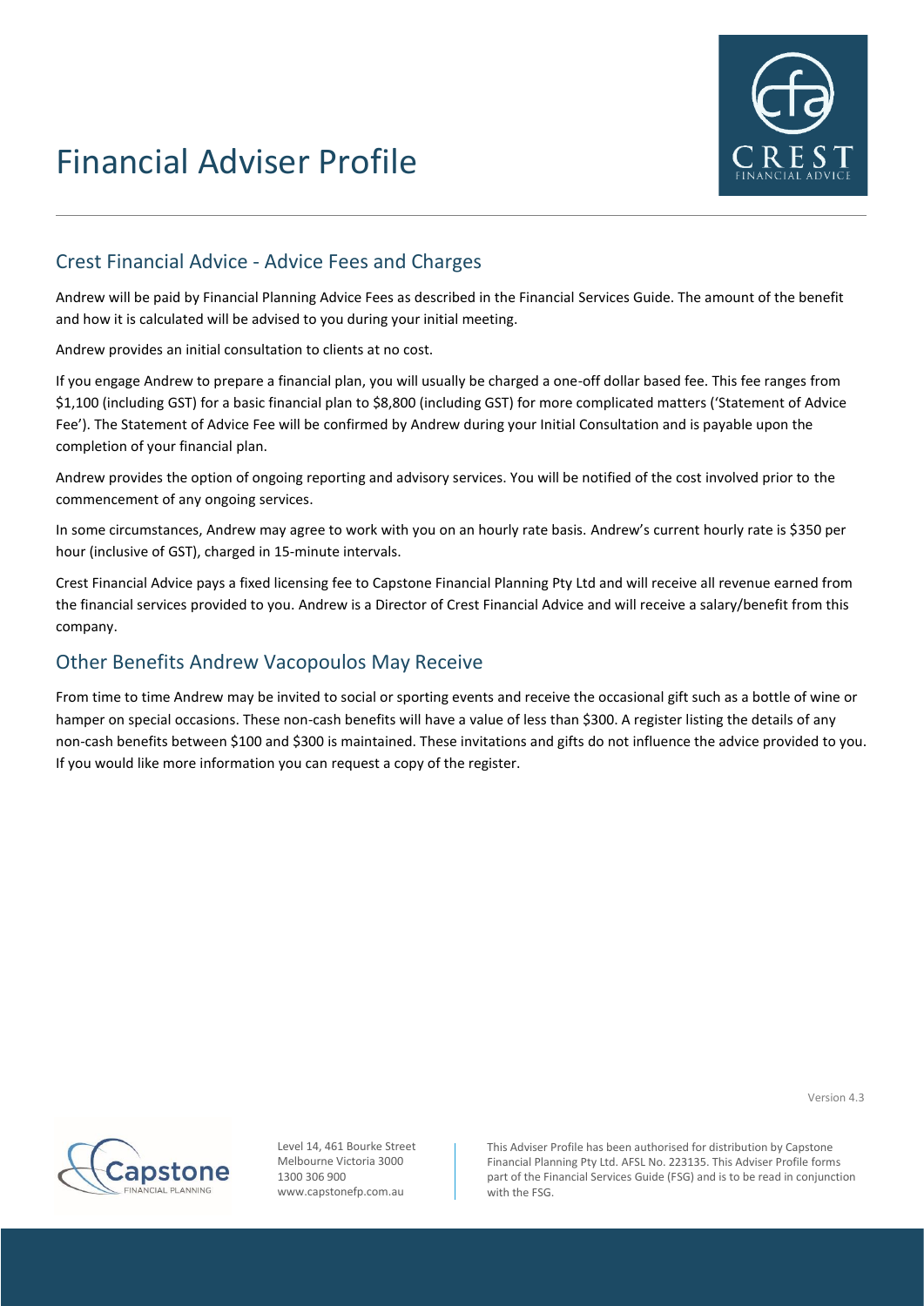# Financial Adviser Profile

## Crest Financial Advice - Advice Fees and Charges

Andrew will be paid by Financial Planning Advice Fees as described in the Financial Services Guide. The amount of the benefit and how it is calculated will be advised to you during your initial meeting.

Andrew provides an initial consultation to clients at no cost.

If you engage Andrew to prepare a financial plan, you will usually be charged a one-off dollar based fee. This fee ranges from $1,100 (including GST) for a basic financial plan to $8,800 (including GST) for more complicated matters ('Statement of Advice Fee'). The Statement of Advice Fee will be confirmed by Andrew during your Initial Consultation and is payable upon the completion of your financial plan.

Andrew provides the option of ongoing reporting and advisory services. You will be notified of the cost involved prior to the commencement of any ongoing services.

In some circumstances, Andrew may agree to work with you on an hourly rate basis. Andrew's current hourly rate is $350 per hour (inclusive of GST), charged in 15-minute intervals.

Crest Financial Advice pays a fixed licensing fee to Capstone Financial Planning Pty Ltd and will receive all revenue earned from the financial services provided to you. Andrew is a Director of Crest Financial Advice and will receive a salary/benefit from this company.

## Other Benefits Andrew Vacopoulos May Receive

From time to time Andrew may be invited to social or sporting events and receive the occasional gift such as a bottle of wine or hamper on special occasions. These non-cash benefits will have a value of less than $300. A register listing the details of any non-cash benefits between $100 and $300 is maintained. These invitations and gifts do not influence the advice provided to you. If you would like more information you can request a copy of the register.

Version 4.3

Level 14, 461 Bourke Street
Melbourne Victoria 3000
1300 306 900
www.capstonefp.com.au

This Adviser Profile has been authorised for distribution by Capstone Financial Planning Pty Ltd. AFSL No. 223135. This Adviser Profile forms part of the Financial Services Guide (FSG) and is to be read in conjunction with the FSG.